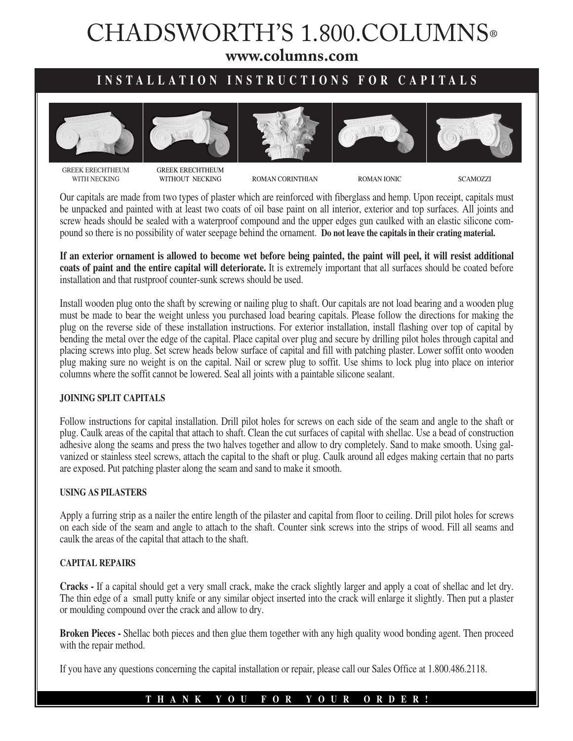# CHADSWORTH'S 1.800.COLUMNS®

**www.columns.com**

## INSTALLATION INSTRUCTIONS FOR CAPITALS

GREEK ERECHTHEUM WITH NECKING | GREEK ERECHTHEUM WITHOUT NECKING | ROMAN CORINTHIAN | ROMAN IONIC | SCAMOZZI

Our capitals are made from two types of plaster which are reinforced with fiberglass and hemp. Upon receipt, capitals must be unpacked and painted with at least two coats of oil base paint on all interior, exterior and top surfaces. All joints and screw heads should be sealed with a waterproof compound and the upper edges gun caulked with an elastic silicone compound so there is no possibility of water seepage behind the ornament. **Do not leave the capitals in their crating material.**

**If an exterior ornament is allowed to become wet before being painted, the paint will peel, it will resist additional coats of paint and the entire capital will deteriorate.** It is extremely important that all surfaces should be coated before installation and that rustproof counter-sunk screws should be used.

Install wooden plug onto the shaft by screwing or nailing plug to shaft. Our capitals are not load bearing and a wooden plug must be made to bear the weight unless you purchased load bearing capitals. Please follow the directions for making the plug on the reverse side of these installation instructions. For exterior installation, install flashing over top of capital by bending the metal over the edge of the capital. Place capital over plug and secure by drilling pilot holes through capital and placing screws into plug. Set screw heads below surface of capital and fill with patching plaster. Lower soffit onto wooden plug making sure no weight is on the capital. Nail or screw plug to soffit. Use shims to lock plug into place on interior columns where the soffit cannot be lowered. Seal all joints with a paintable silicone sealant.

### JOINING SPLIT CAPITALS

Follow instructions for capital installation. Drill pilot holes for screws on each side of the seam and angle to the shaft or plug. Caulk areas of the capital that attach to shaft. Clean the cut surfaces of capital with shellac. Use a bead of construction adhesive along the seams and press the two halves together and allow to dry completely. Sand to make smooth. Using galvanized or stainless steel screws, attach the capital to the shaft or plug. Caulk around all edges making certain that no parts are exposed. Put patching plaster along the seam and sand to make it smooth.

### USING AS PILASTERS

Apply a furring strip as a nailer the entire length of the pilaster and capital from floor to ceiling. Drill pilot holes for screws on each side of the seam and angle to attach to the shaft. Counter sink screws into the strips of wood. Fill all seams and caulk the areas of the capital that attach to the shaft.

### CAPITAL REPAIRS

**Cracks -** If a capital should get a very small crack, make the crack slightly larger and apply a coat of shellac and let dry. The thin edge of a small putty knife or any similar object inserted into the crack will enlarge it slightly. Then put a plaster or moulding compound over the crack and allow to dry.

**Broken Pieces -** Shellac both pieces and then glue them together with any high quality wood bonding agent. Then proceed with the repair method.

If you have any questions concerning the capital installation or repair, please call our Sales Office at 1.800.486.2118.

**THANK YOU FOR YOUR ORDER!**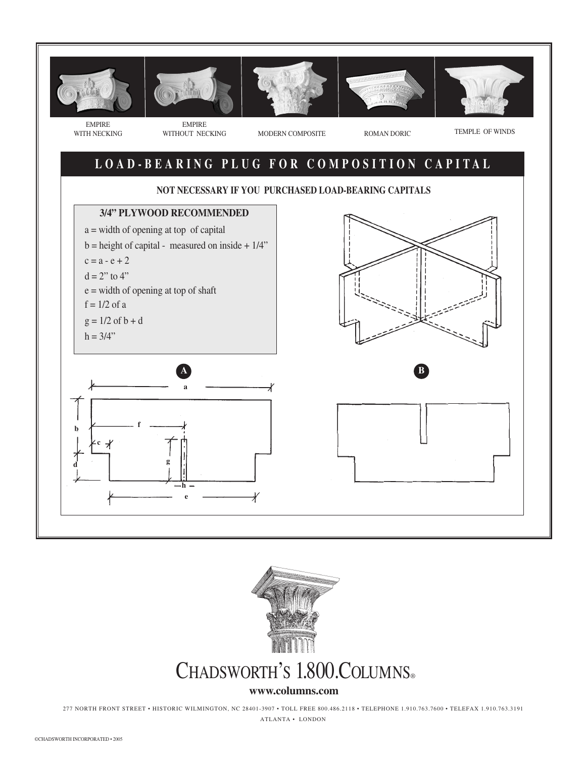EMPIRE WITH NECKING

EMPIRE WITHOUT NECKING

MODERN COMPOSITE

ROMAN DORIC

TEMPLE OF WINDS

## LOAD-BEARING PLUG FOR COMPOSITION CAPITAL

**NOT NECESSARY IF YOU PURCHASED LOAD-BEARING CAPITALS**

**3/4" PLYWOOD RECOMMENDED**

a = width of opening at top of capital

b = height of capital - measured on inside + 1/4"

c = a - e + 2

d = 2" to 4"

e = width of opening at top of shaft

f = 1/2 of a

g = 1/2 of b + d

h = 3/4"

A

a

b

c

d

f

g

h

e

B

# CHADSWORTH'S 1.800.COLUMNS®

**www.columns.com**

277 NORTH FRONT STREET • HISTORIC WILMINGTON, NC 28401-3907 • TOLL FREE 800.486.2118 • TELEPHONE 1.910.763.7600 • TELEFAX 1.910.763.3191

ATLANTA • LONDON

©CHADSWORTH INCORPORATED • 2005